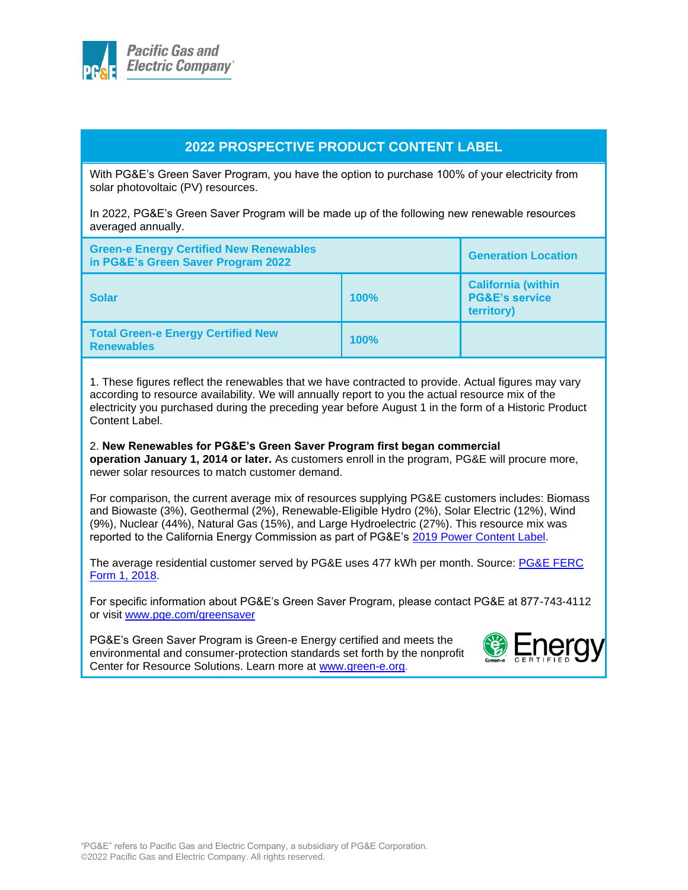Pacific Gas and Electric Company

# 2022 PROSPECTIVE PRODUCT CONTENT LABEL

With PG&E's Green Saver Program, you have the option to purchase 100% of your electricity from solar photovoltaic (PV) resources.

In 2022, PG&E's Green Saver Program will be made up of the following new renewable resources averaged annually.

| Green-e Energy Certified New Renewables in PG&E's Green Saver Program 2022 | | Generation Location |
|---|---|---|
| **Solar** | **100%** | **California (within PG&E's service territory)** |
| **Total Green-e Energy Certified New Renewables** | **100%** | |

1. These figures reflect the renewables that we have contracted to provide. Actual figures may vary according to resource availability. We will annually report to you the actual resource mix of the electricity you purchased during the preceding year before August 1 in the form of a Historic Product Content Label.

2. **New Renewables for PG&E's Green Saver Program first began commercial operation January 1, 2014 or later.** As customers enroll in the program, PG&E will procure more, newer solar resources to match customer demand.

For comparison, the current average mix of resources supplying PG&E customers includes: Biomass and Biowaste (3%), Geothermal (2%), Renewable-Eligible Hydro (2%), Solar Electric (12%), Wind (9%), Nuclear (44%), Natural Gas (15%), and Large Hydroelectric (27%). This resource mix was reported to the California Energy Commission as part of PG&E's 2019 Power Content Label.

The average residential customer served by PG&E uses 477 kWh per month. Source: PG&E FERC Form 1, 2018.

For specific information about PG&E's Green Saver Program, please contact PG&E at 877-743-4112 or visit www.pge.com/greensaver

PG&E's Green Saver Program is Green-e Energy certified and meets the environmental and consumer-protection standards set forth by the nonprofit Center for Resource Solutions. Learn more at www.green-e.org.

Green-e Energy CERTIFIED

"PG&E" refers to Pacific Gas and Electric Company, a subsidiary of PG&E Corporation.
©2022 Pacific Gas and Electric Company. All rights reserved.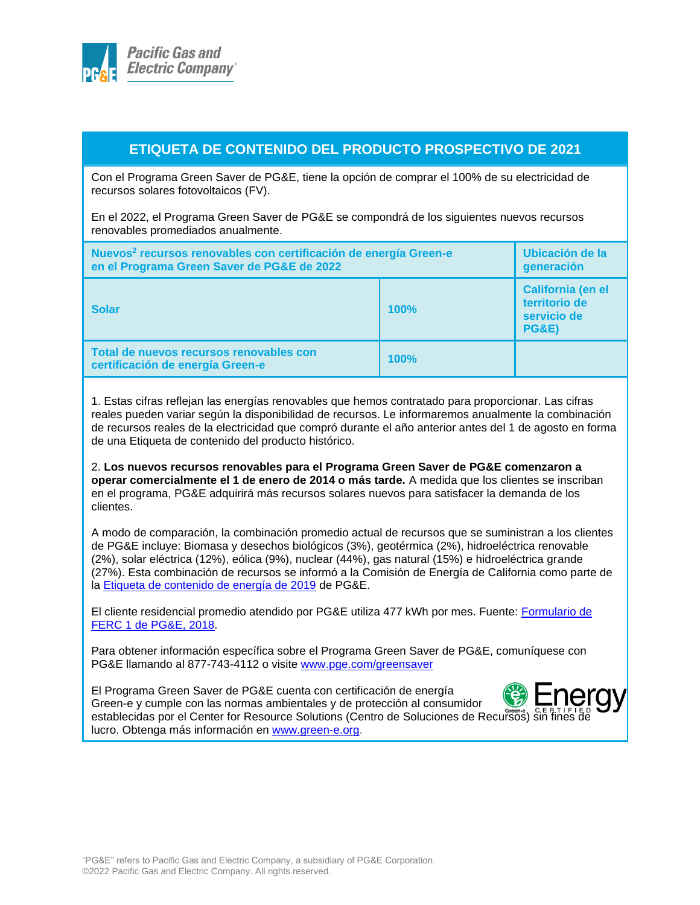## ETIQUETA DE CONTENIDO DEL PRODUCTO PROSPECTIVO DE 2021

Con el Programa Green Saver de PG&E, tiene la opción de comprar el 100% de su electricidad de recursos solares fotovoltaicos (FV).

En el 2022, el Programa Green Saver de PG&E se compondrá de los siguientes nuevos recursos renovables promediados anualmente.

| Nuevos[2] recursos renovables con certificación de energía Green-e en el Programa Green Saver de PG&E de 2022 | | Ubicación de la generación |
|---|---|---|
| Solar | 100% | California (en el territorio de servicio de PG&E) |
| Total de nuevos recursos renovables con certificación de energía Green-e | 100% | |

1. Estas cifras reflejan las energías renovables que hemos contratado para proporcionar. Las cifras reales pueden variar según la disponibilidad de recursos. Le informaremos anualmente la combinación de recursos reales de la electricidad que compró durante el año anterior antes del 1 de agosto en forma de una Etiqueta de contenido del producto histórico.

2. **Los nuevos recursos renovables para el Programa Green Saver de PG&E comenzaron a operar comercialmente el 1 de enero de 2014 o más tarde.** A medida que los clientes se inscriban en el programa, PG&E adquirirá más recursos solares nuevos para satisfacer la demanda de los clientes.

A modo de comparación, la combinación promedio actual de recursos que se suministran a los clientes de PG&E incluye: Biomasa y desechos biológicos (3%), geotérmica (2%), hidroeléctrica renovable (2%), solar eléctrica (12%), eólica (9%), nuclear (44%), gas natural (15%) e hidroeléctrica grande (27%). Esta combinación de recursos se informó a la Comisión de Energía de California como parte de la Etiqueta de contenido de energía de 2019 de PG&E.

El cliente residencial promedio atendido por PG&E utiliza 477 kWh por mes. Fuente: Formulario de FERC 1 de PG&E, 2018.

Para obtener información específica sobre el Programa Green Saver de PG&E, comuníquese con PG&E llamando al 877-743-4112 o visite www.pge.com/greensaver

El Programa Green Saver de PG&E cuenta con certificación de energía Green-e y cumple con las normas ambientales y de protección al consumidor establecidas por el Center for Resource Solutions (Centro de Soluciones de Recursos) sin fines de lucro. Obtenga más información en www.green-e.org.

Green-e Energy CERTIFIED

"PG&E" refers to Pacific Gas and Electric Company, a subsidiary of PG&E Corporation.
©2022 Pacific Gas and Electric Company. All rights reserved.